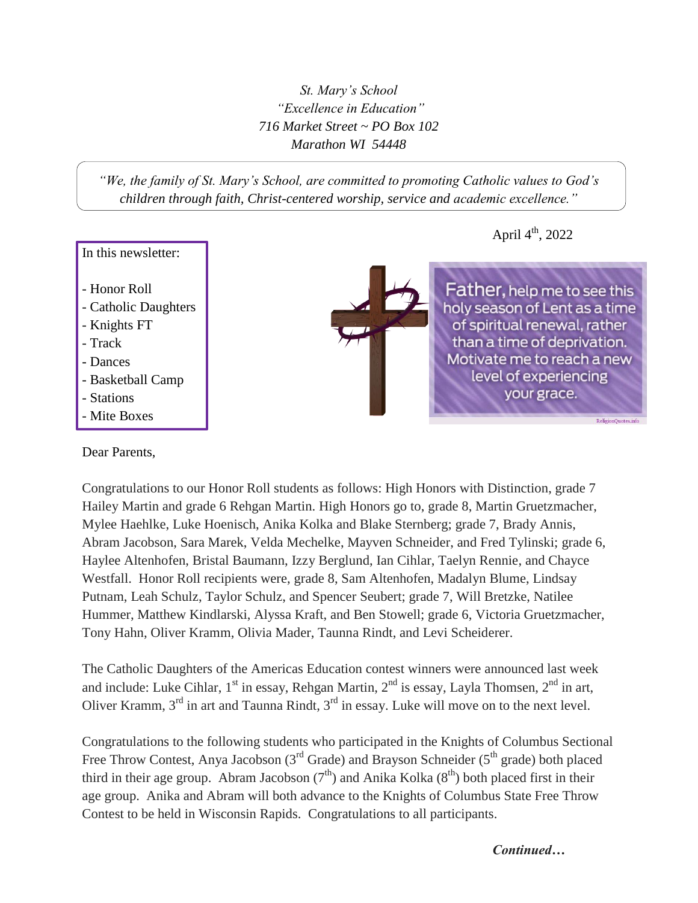*St. Mary's School*
*"Excellence in Education"*
*716 Market Street ~ PO Box 102*
*Marathon WI 54448*

*"We, the family of St. Mary's School, are committed to promoting Catholic values to God's children through faith, Christ-centered worship, service and academic excellence."*

April 4th, 2022

In this newsletter:

- Honor Roll
- Catholic Daughters
- Knights FT
- Track
- Dances
- Basketball Camp
- Stations
- Mite Boxes

Father, help me to see this holy season of Lent as a time of spiritual renewal, rather than a time of deprivation. Motivate me to reach a new level of experiencing your grace.

Dear Parents,

Congratulations to our Honor Roll students as follows: High Honors with Distinction, grade 7 Hailey Martin and grade 6 Rehgan Martin. High Honors go to, grade 8, Martin Gruetzmacher, Mylee Haehlke, Luke Hoenisch, Anika Kolka and Blake Sternberg; grade 7, Brady Annis, Abram Jacobson, Sara Marek, Velda Mechelke, Mayven Schneider, and Fred Tylinski; grade 6, Haylee Altenhofen, Bristal Baumann, Izzy Berglund, Ian Cihlar, Taelyn Rennie, and Chayce Westfall. Honor Roll recipients were, grade 8, Sam Altenhofen, Madalyn Blume, Lindsay Putnam, Leah Schulz, Taylor Schulz, and Spencer Seubert; grade 7, Will Bretzke, Natilee Hummer, Matthew Kindlarski, Alyssa Kraft, and Ben Stowell; grade 6, Victoria Gruetzmacher, Tony Hahn, Oliver Kramm, Olivia Mader, Taunna Rindt, and Levi Scheiderer.

The Catholic Daughters of the Americas Education contest winners were announced last week and include: Luke Cihlar, 1st in essay, Rehgan Martin, 2nd is essay, Layla Thomsen, 2nd in art, Oliver Kramm, 3rd in art and Taunna Rindt, 3rd in essay. Luke will move on to the next level.

Congratulations to the following students who participated in the Knights of Columbus Sectional Free Throw Contest, Anya Jacobson (3rd Grade) and Brayson Schneider (5th grade) both placed third in their age group. Abram Jacobson (7th) and Anika Kolka (8th) both placed first in their age group. Anika and Abram will both advance to the Knights of Columbus State Free Throw Contest to be held in Wisconsin Rapids. Congratulations to all participants.

***Continued…***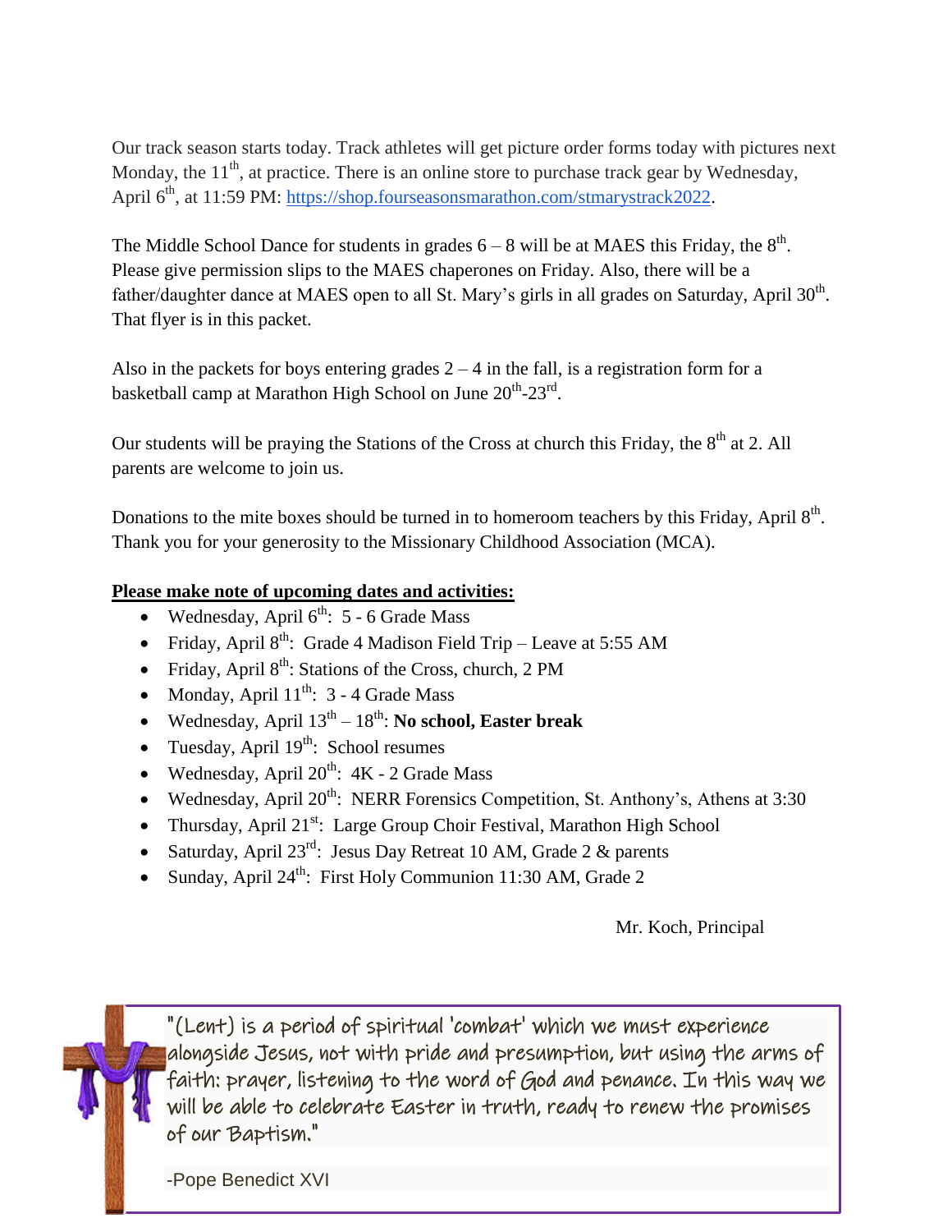Our track season starts today. Track athletes will get picture order forms today with pictures next Monday, the 11th, at practice. There is an online store to purchase track gear by Wednesday, April 6th, at 11:59 PM: https://shop.fourseasonsmarathon.com/stmarystrack2022.

The Middle School Dance for students in grades 6 – 8 will be at MAES this Friday, the 8th. Please give permission slips to the MAES chaperones on Friday. Also, there will be a father/daughter dance at MAES open to all St. Mary's girls in all grades on Saturday, April 30th. That flyer is in this packet.

Also in the packets for boys entering grades 2 – 4 in the fall, is a registration form for a basketball camp at Marathon High School on June 20th-23rd.

Our students will be praying the Stations of the Cross at church this Friday, the 8th at 2. All parents are welcome to join us.

Donations to the mite boxes should be turned in to homeroom teachers by this Friday, April 8th. Thank you for your generosity to the Missionary Childhood Association (MCA).

**Please make note of upcoming dates and activities:**

- Wednesday, April 6th: 5 - 6 Grade Mass
- Friday, April 8th: Grade 4 Madison Field Trip – Leave at 5:55 AM
- Friday, April 8th: Stations of the Cross, church, 2 PM
- Monday, April 11th: 3 - 4 Grade Mass
- Wednesday, April 13th – 18th: **No school, Easter break**
- Tuesday, April 19th: School resumes
- Wednesday, April 20th: 4K - 2 Grade Mass
- Wednesday, April 20th: NERR Forensics Competition, St. Anthony's, Athens at 3:30
- Thursday, April 21st: Large Group Choir Festival, Marathon High School
- Saturday, April 23rd: Jesus Day Retreat 10 AM, Grade 2 & parents
- Sunday, April 24th: First Holy Communion 11:30 AM, Grade 2

Mr. Koch, Principal

"(Lent) is a period of spiritual 'combat' which we must experience alongside Jesus, not with pride and presumption, but using the arms of faith: prayer, listening to the word of God and penance. In this way we will be able to celebrate Easter in truth, ready to renew the promises of our Baptism."

-Pope Benedict XVI